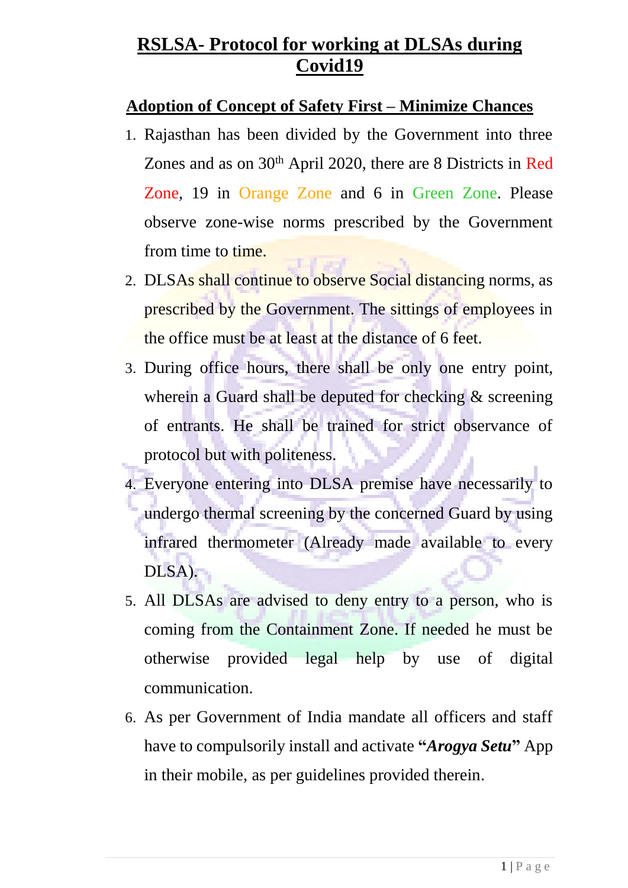# RSLSA- Protocol for working at DLSAs during Covid19

## Adoption of Concept of Safety First – Minimize Chances

1. Rajasthan has been divided by the Government into three Zones and as on 30th April 2020, there are 8 Districts in Red Zone, 19 in Orange Zone and 6 in Green Zone. Please observe zone-wise norms prescribed by the Government from time to time.
2. DLSAs shall continue to observe Social distancing norms, as prescribed by the Government. The sittings of employees in the office must be at least at the distance of 6 feet.
3. During office hours, there shall be only one entry point, wherein a Guard shall be deputed for checking & screening of entrants. He shall be trained for strict observance of protocol but with politeness.
4. Everyone entering into DLSA premise have necessarily to undergo thermal screening by the concerned Guard by using infrared thermometer (Already made available to every DLSA).
5. All DLSAs are advised to deny entry to a person, who is coming from the Containment Zone. If needed he must be otherwise provided legal help by use of digital communication.
6. As per Government of India mandate all officers and staff have to compulsorily install and activate **"*Arogya Setu*"** App in their mobile, as per guidelines provided therein.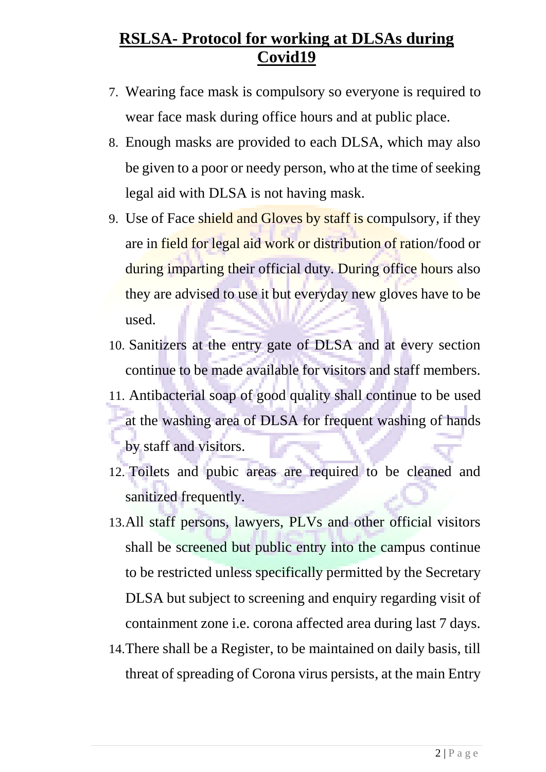## RSLSA- Protocol for working at DLSAs during Covid19

7. Wearing face mask is compulsory so everyone is required to wear face mask during office hours and at public place.
8. Enough masks are provided to each DLSA, which may also be given to a poor or needy person, who at the time of seeking legal aid with DLSA is not having mask.
9. Use of Face shield and Gloves by staff is compulsory, if they are in field for legal aid work or distribution of ration/food or during imparting their official duty. During office hours also they are advised to use it but everyday new gloves have to be used.
10. Sanitizers at the entry gate of DLSA and at every section continue to be made available for visitors and staff members.
11. Antibacterial soap of good quality shall continue to be used at the washing area of DLSA for frequent washing of hands by staff and visitors.
12. Toilets and pubic areas are required to be cleaned and sanitized frequently.
13. All staff persons, lawyers, PLVs and other official visitors shall be screened but public entry into the campus continue to be restricted unless specifically permitted by the Secretary DLSA but subject to screening and enquiry regarding visit of containment zone i.e. corona affected area during last 7 days.
14. There shall be a Register, to be maintained on daily basis, till threat of spreading of Corona virus persists, at the main Entry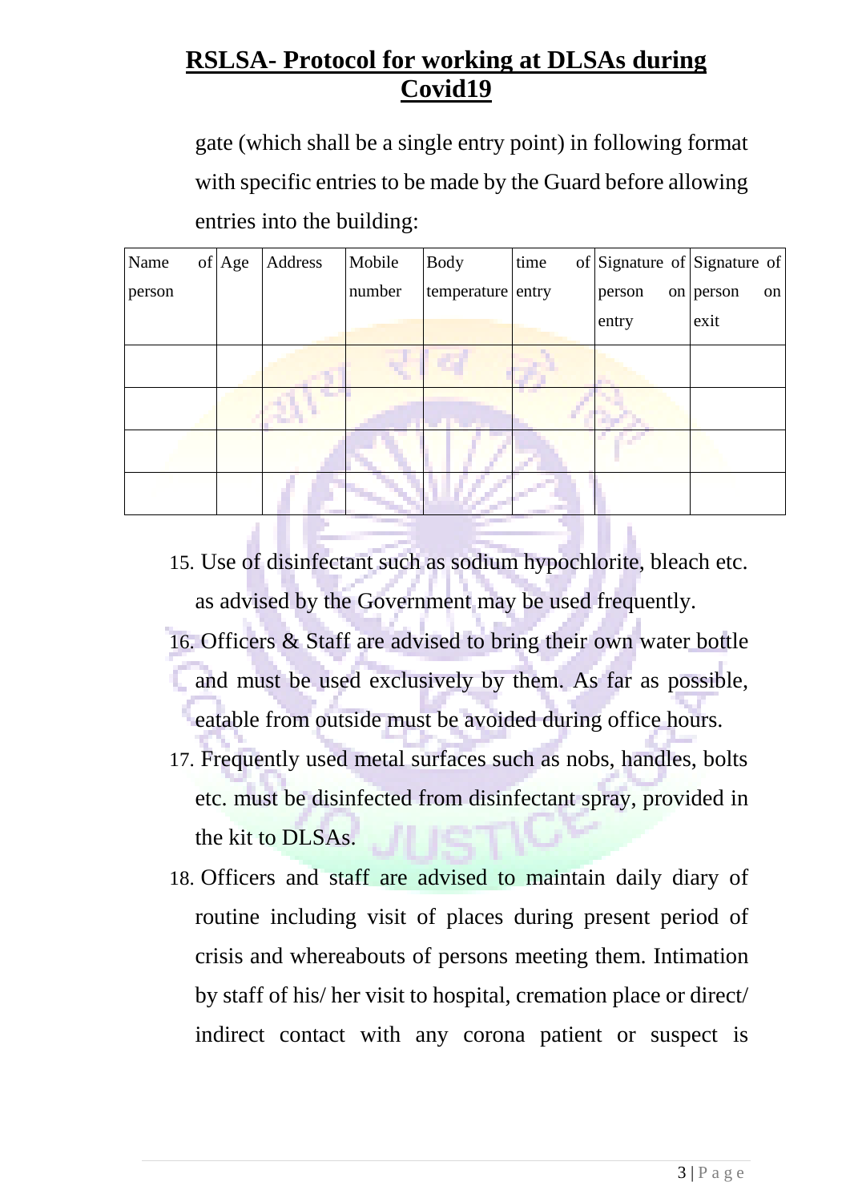gate (which shall be a single entry point) in following format with specific entries to be made by the Guard before allowing entries into the building:

| Name of person | Age | Address | Mobile number | Body temperature | time of entry | Signature of person on entry | Signature of person on exit |
|---|---|---|---|---|---|---|---|
| | | | | | | | |
| | | | | | | | |
| | | | | | | | |
| | | | | | | | |

15. Use of disinfectant such as sodium hypochlorite, bleach etc. as advised by the Government may be used frequently.
16. Officers & Staff are advised to bring their own water bottle and must be used exclusively by them. As far as possible, eatable from outside must be avoided during office hours.
17. Frequently used metal surfaces such as nobs, handles, bolts etc. must be disinfected from disinfectant spray, provided in the kit to DLSAs.
18. Officers and staff are advised to maintain daily diary of routine including visit of places during present period of crisis and whereabouts of persons meeting them. Intimation by staff of his/ her visit to hospital, cremation place or direct/ indirect contact with any corona patient or suspect is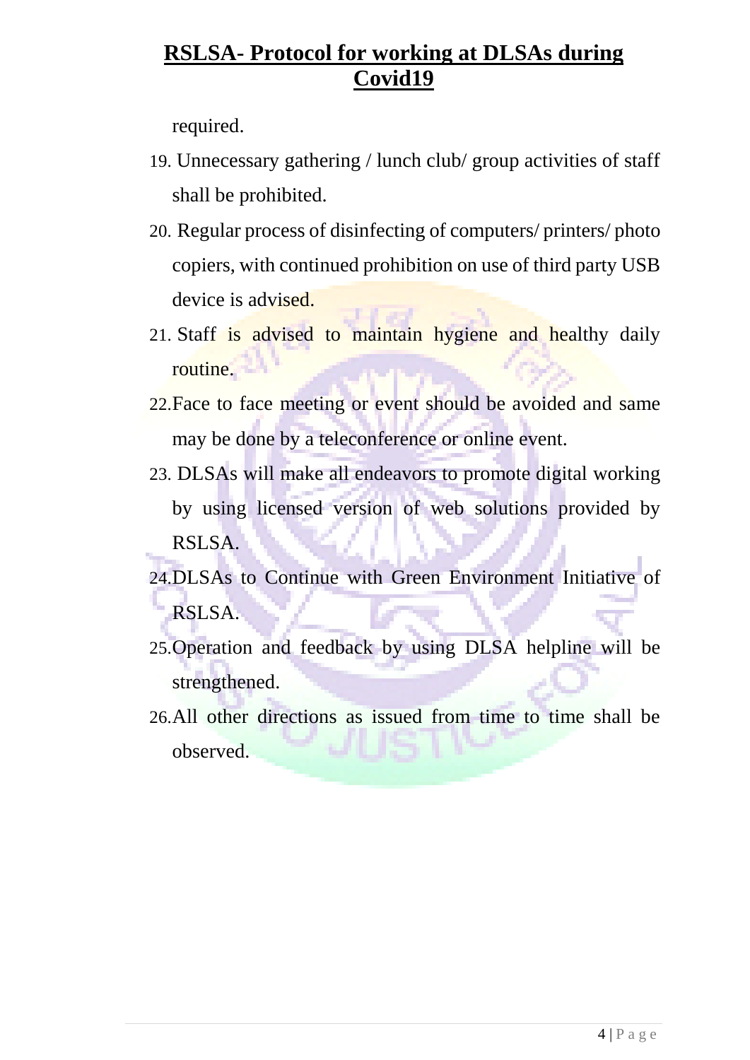required.

19. Unnecessary gathering / lunch club/ group activities of staff shall be prohibited.
20. Regular process of disinfecting of computers/ printers/ photo copiers, with continued prohibition on use of third party USB device is advised.
21. Staff is advised to maintain hygiene and healthy daily routine.
22. Face to face meeting or event should be avoided and same may be done by a teleconference or online event.
23. DLSAs will make all endeavors to promote digital working by using licensed version of web solutions provided by RSLSA.
24. DLSAs to Continue with Green Environment Initiative of RSLSA.
25. Operation and feedback by using DLSA helpline will be strengthened.
26. All other directions as issued from time to time shall be observed.